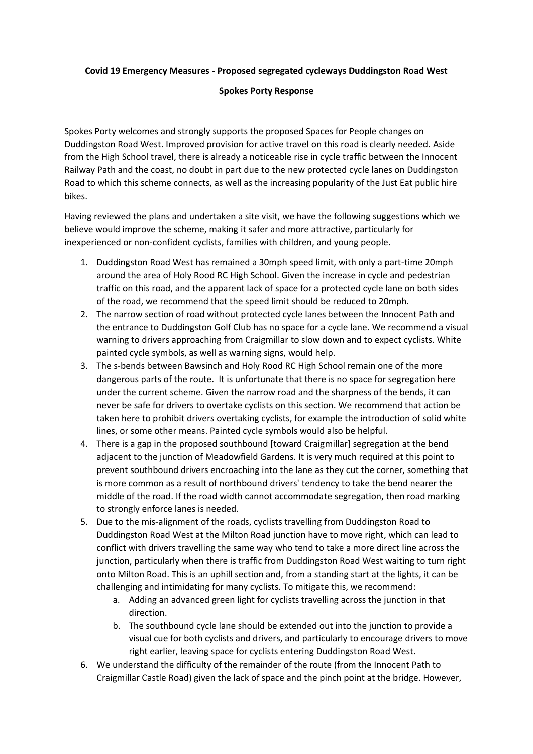**Covid 19 Emergency Measures - Proposed segregated cycleways Duddingston Road West**

**Spokes Porty Response**

Spokes Porty welcomes and strongly supports the proposed Spaces for People changes on Duddingston Road West. Improved provision for active travel on this road is clearly needed. Aside from the High School travel, there is already a noticeable rise in cycle traffic between the Innocent Railway Path and the coast, no doubt in part due to the new protected cycle lanes on Duddingston Road to which this scheme connects, as well as the increasing popularity of the Just Eat public hire bikes.

Having reviewed the plans and undertaken a site visit, we have the following suggestions which we believe would improve the scheme, making it safer and more attractive, particularly for inexperienced or non-confident cyclists, families with children, and young people.

1. Duddingston Road West has remained a 30mph speed limit, with only a part-time 20mph around the area of Holy Rood RC High School. Given the increase in cycle and pedestrian traffic on this road, and the apparent lack of space for a protected cycle lane on both sides of the road, we recommend that the speed limit should be reduced to 20mph.
2. The narrow section of road without protected cycle lanes between the Innocent Path and the entrance to Duddingston Golf Club has no space for a cycle lane. We recommend a visual warning to drivers approaching from Craigmillar to slow down and to expect cyclists. White painted cycle symbols, as well as warning signs, would help.
3. The s-bends between Bawsinch and Holy Rood RC High School remain one of the more dangerous parts of the route. It is unfortunate that there is no space for segregation here under the current scheme. Given the narrow road and the sharpness of the bends, it can never be safe for drivers to overtake cyclists on this section. We recommend that action be taken here to prohibit drivers overtaking cyclists, for example the introduction of solid white lines, or some other means. Painted cycle symbols would also be helpful.
4. There is a gap in the proposed southbound [toward Craigmillar] segregation at the bend adjacent to the junction of Meadowfield Gardens. It is very much required at this point to prevent southbound drivers encroaching into the lane as they cut the corner, something that is more common as a result of northbound drivers' tendency to take the bend nearer the middle of the road. If the road width cannot accommodate segregation, then road marking to strongly enforce lanes is needed.
5. Due to the mis-alignment of the roads, cyclists travelling from Duddingston Road to Duddingston Road West at the Milton Road junction have to move right, which can lead to conflict with drivers travelling the same way who tend to take a more direct line across the junction, particularly when there is traffic from Duddingston Road West waiting to turn right onto Milton Road. This is an uphill section and, from a standing start at the lights, it can be challenging and intimidating for many cyclists. To mitigate this, we recommend:
    a. Adding an advanced green light for cyclists travelling across the junction in that direction.
    b. The southbound cycle lane should be extended out into the junction to provide a visual cue for both cyclists and drivers, and particularly to encourage drivers to move right earlier, leaving space for cyclists entering Duddingston Road West.
6. We understand the difficulty of the remainder of the route (from the Innocent Path to Craigmillar Castle Road) given the lack of space and the pinch point at the bridge. However,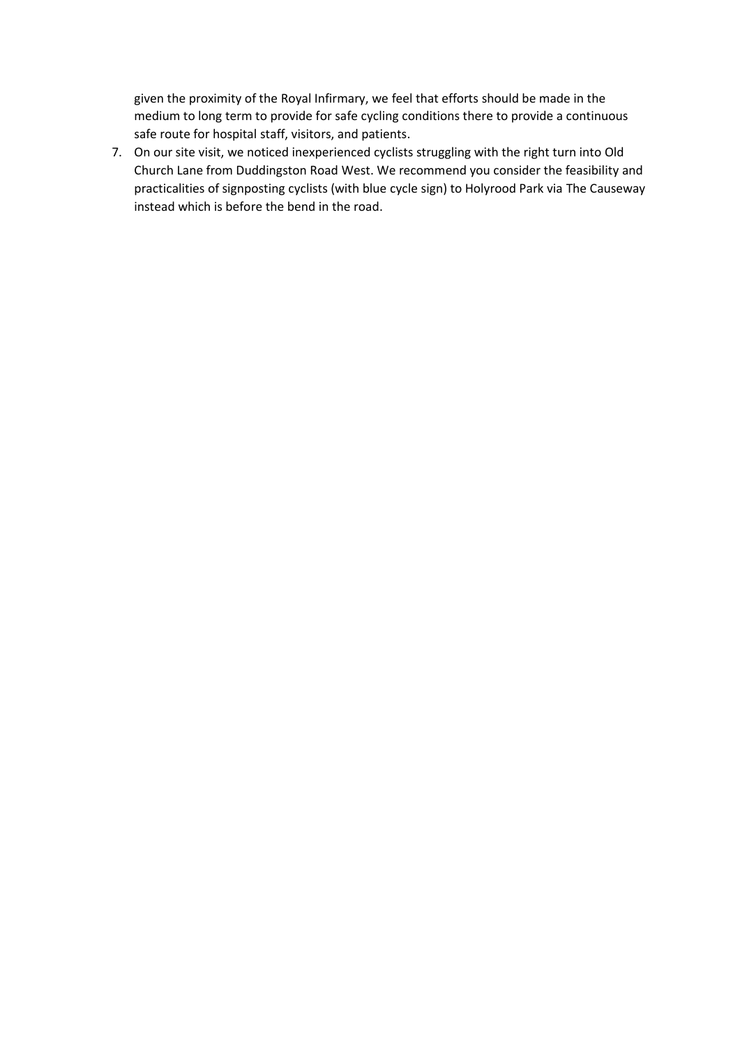given the proximity of the Royal Infirmary, we feel that efforts should be made in the medium to long term to provide for safe cycling conditions there to provide a continuous safe route for hospital staff, visitors, and patients.

7. On our site visit, we noticed inexperienced cyclists struggling with the right turn into Old Church Lane from Duddingston Road West. We recommend you consider the feasibility and practicalities of signposting cyclists (with blue cycle sign) to Holyrood Park via The Causeway instead which is before the bend in the road.